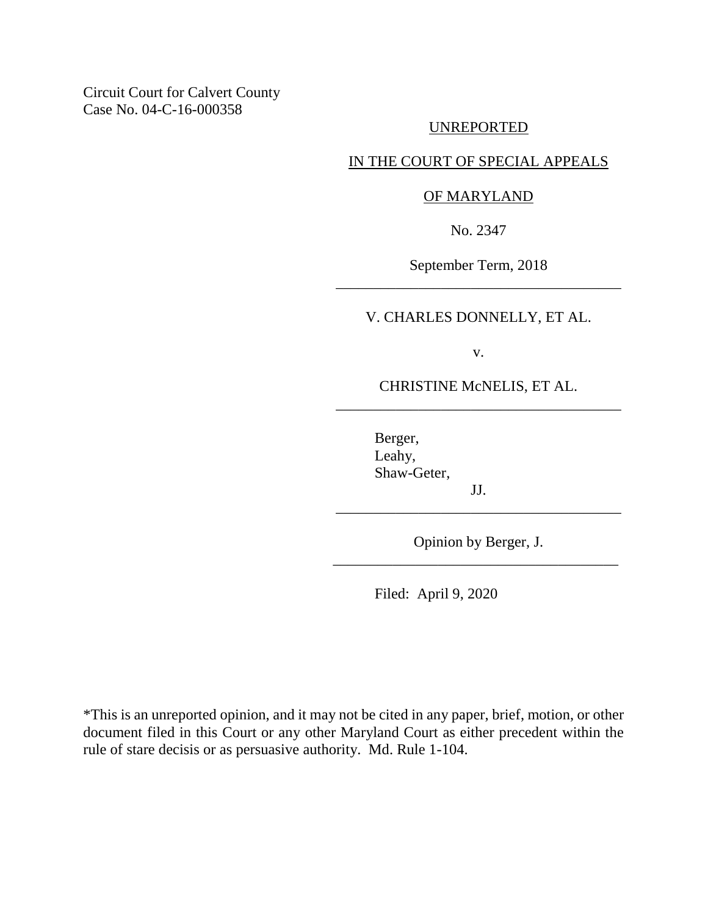Circuit Court for Calvert County
Case No. 04-C-16-000358

UNREPORTED

IN THE COURT OF SPECIAL APPEALS

OF MARYLAND

No. 2347

September Term, 2018

---

V. CHARLES DONNELLY, ET AL.

v.

CHRISTINE McNELIS, ET AL.

---

Berger,
Leahy,
Shaw-Geter,

JJ.

---

Opinion by Berger, J.

---

Filed: April 9, 2020

*This is an unreported opinion, and it may not be cited in any paper, brief, motion, or other document filed in this Court or any other Maryland Court as either precedent within the rule of stare decisis or as persuasive authority. Md. Rule 1-104.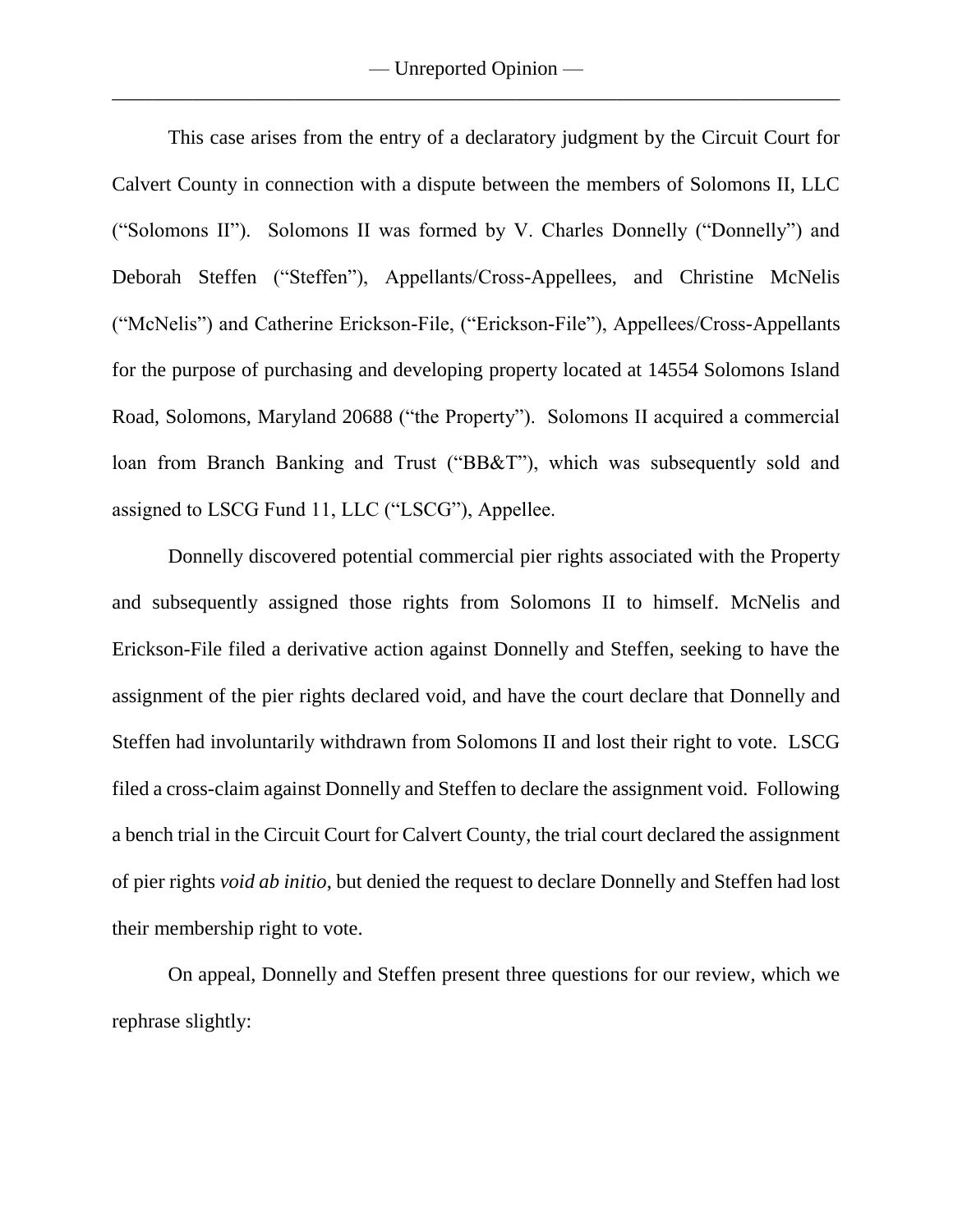This case arises from the entry of a declaratory judgment by the Circuit Court for Calvert County in connection with a dispute between the members of Solomons II, LLC ("Solomons II"). Solomons II was formed by V. Charles Donnelly ("Donnelly") and Deborah Steffen ("Steffen"), Appellants/Cross-Appellees, and Christine McNelis ("McNelis") and Catherine Erickson-File, ("Erickson-File"), Appellees/Cross-Appellants for the purpose of purchasing and developing property located at 14554 Solomons Island Road, Solomons, Maryland 20688 ("the Property"). Solomons II acquired a commercial loan from Branch Banking and Trust ("BB&T"), which was subsequently sold and assigned to LSCG Fund 11, LLC ("LSCG"), Appellee.

Donnelly discovered potential commercial pier rights associated with the Property and subsequently assigned those rights from Solomons II to himself. McNelis and Erickson-File filed a derivative action against Donnelly and Steffen, seeking to have the assignment of the pier rights declared void, and have the court declare that Donnelly and Steffen had involuntarily withdrawn from Solomons II and lost their right to vote. LSCG filed a cross-claim against Donnelly and Steffen to declare the assignment void. Following a bench trial in the Circuit Court for Calvert County, the trial court declared the assignment of pier rights *void ab initio*, but denied the request to declare Donnelly and Steffen had lost their membership right to vote.

On appeal, Donnelly and Steffen present three questions for our review, which we rephrase slightly: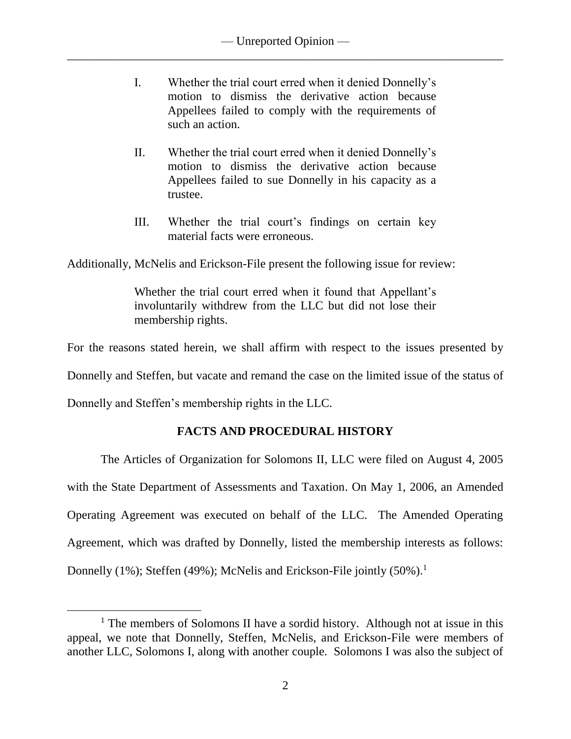I. Whether the trial court erred when it denied Donnelly's motion to dismiss the derivative action because Appellees failed to comply with the requirements of such an action.

II. Whether the trial court erred when it denied Donnelly's motion to dismiss the derivative action because Appellees failed to sue Donnelly in his capacity as a trustee.

III. Whether the trial court's findings on certain key material facts were erroneous.

Additionally, McNelis and Erickson-File present the following issue for review:

> Whether the trial court erred when it found that Appellant's involuntarily withdrew from the LLC but did not lose their membership rights.

For the reasons stated herein, we shall affirm with respect to the issues presented by Donnelly and Steffen, but vacate and remand the case on the limited issue of the status of Donnelly and Steffen's membership rights in the LLC.

## FACTS AND PROCEDURAL HISTORY

The Articles of Organization for Solomons II, LLC were filed on August 4, 2005 with the State Department of Assessments and Taxation. On May 1, 2006, an Amended Operating Agreement was executed on behalf of the LLC. The Amended Operating Agreement, which was drafted by Donnelly, listed the membership interests as follows: Donnelly (1%); Steffen (49%); McNelis and Erickson-File jointly (50%).[1]

---

[1] The members of Solomons II have a sordid history. Although not at issue in this appeal, we note that Donnelly, Steffen, McNelis, and Erickson-File were members of another LLC, Solomons I, along with another couple. Solomons I was also the subject of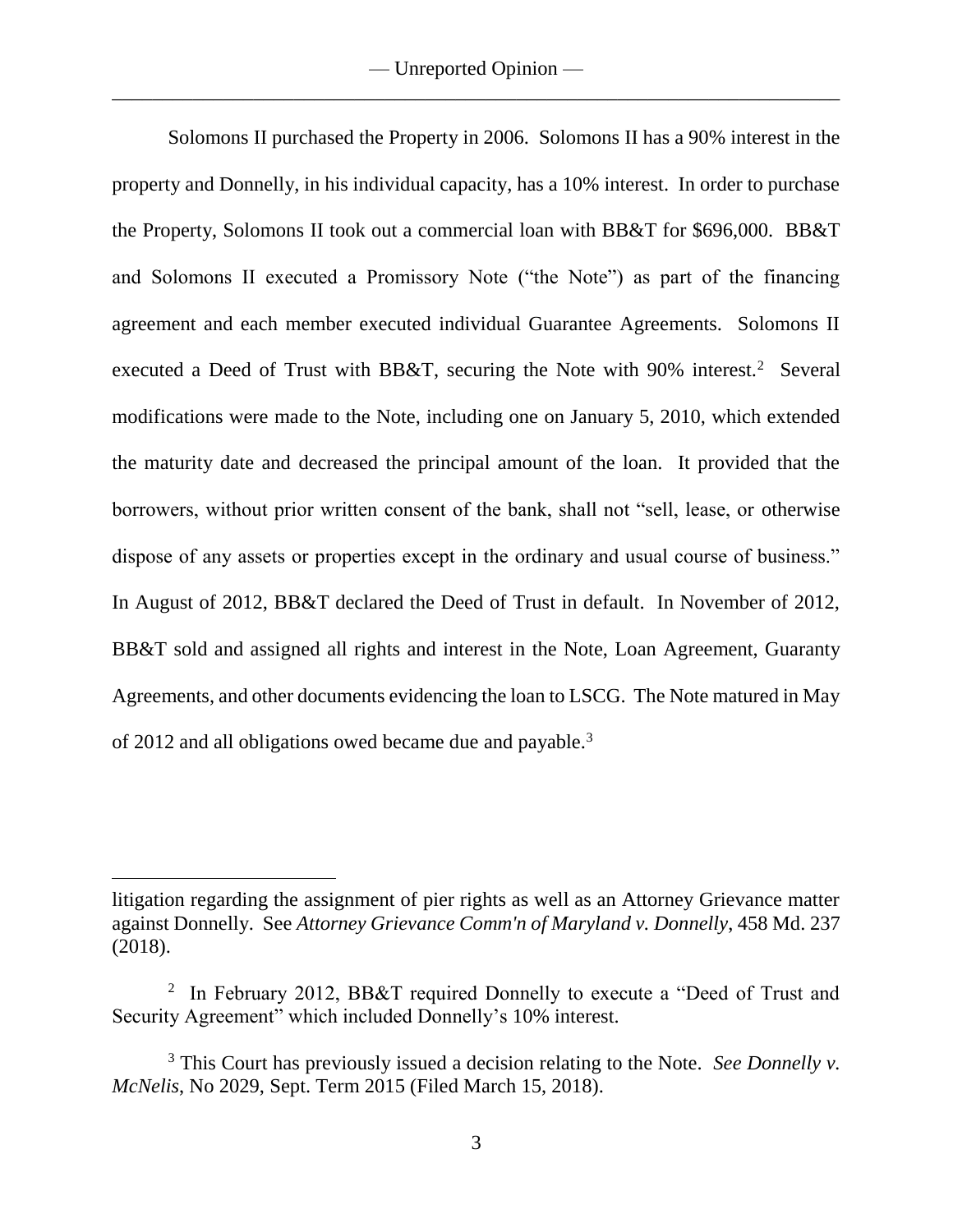Solomons II purchased the Property in 2006. Solomons II has a 90% interest in the property and Donnelly, in his individual capacity, has a 10% interest. In order to purchase the Property, Solomons II took out a commercial loan with BB&T for $696,000. BB&T and Solomons II executed a Promissory Note ("the Note") as part of the financing agreement and each member executed individual Guarantee Agreements. Solomons II executed a Deed of Trust with BB&T, securing the Note with 90% interest.[2] Several modifications were made to the Note, including one on January 5, 2010, which extended the maturity date and decreased the principal amount of the loan. It provided that the borrowers, without prior written consent of the bank, shall not "sell, lease, or otherwise dispose of any assets or properties except in the ordinary and usual course of business." In August of 2012, BB&T declared the Deed of Trust in default. In November of 2012, BB&T sold and assigned all rights and interest in the Note, Loan Agreement, Guaranty Agreements, and other documents evidencing the loan to LSCG. The Note matured in May of 2012 and all obligations owed became due and payable.[3]

---

litigation regarding the assignment of pier rights as well as an Attorney Grievance matter against Donnelly. See *Attorney Grievance Comm'n of Maryland v. Donnelly*, 458 Md. 237 (2018).

[2] In February 2012, BB&T required Donnelly to execute a "Deed of Trust and Security Agreement" which included Donnelly's 10% interest.

[3] This Court has previously issued a decision relating to the Note. *See Donnelly v. McNelis*, No 2029, Sept. Term 2015 (Filed March 15, 2018).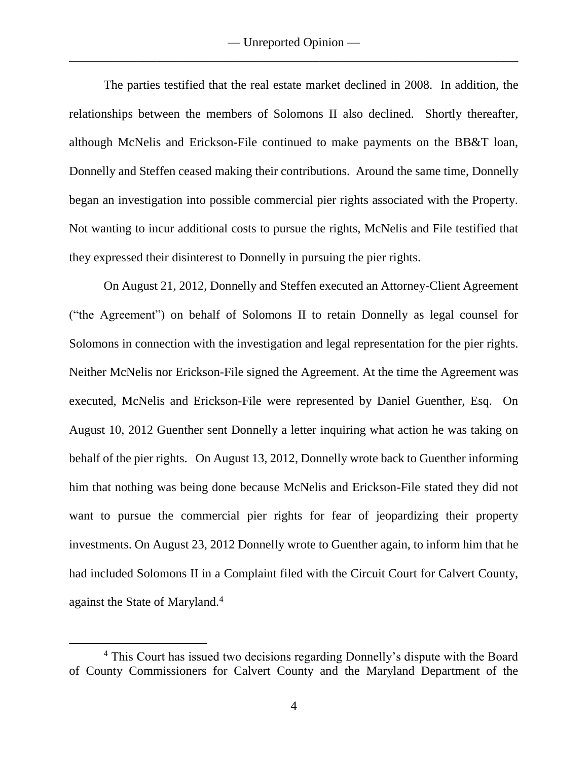The parties testified that the real estate market declined in 2008. In addition, the relationships between the members of Solomons II also declined. Shortly thereafter, although McNelis and Erickson-File continued to make payments on the BB&T loan, Donnelly and Steffen ceased making their contributions. Around the same time, Donnelly began an investigation into possible commercial pier rights associated with the Property. Not wanting to incur additional costs to pursue the rights, McNelis and File testified that they expressed their disinterest to Donnelly in pursuing the pier rights.

On August 21, 2012, Donnelly and Steffen executed an Attorney-Client Agreement ("the Agreement") on behalf of Solomons II to retain Donnelly as legal counsel for Solomons in connection with the investigation and legal representation for the pier rights. Neither McNelis nor Erickson-File signed the Agreement. At the time the Agreement was executed, McNelis and Erickson-File were represented by Daniel Guenther, Esq. On August 10, 2012 Guenther sent Donnelly a letter inquiring what action he was taking on behalf of the pier rights. On August 13, 2012, Donnelly wrote back to Guenther informing him that nothing was being done because McNelis and Erickson-File stated they did not want to pursue the commercial pier rights for fear of jeopardizing their property investments. On August 23, 2012 Donnelly wrote to Guenther again, to inform him that he had included Solomons II in a Complaint filed with the Circuit Court for Calvert County, against the State of Maryland.[4]

[4] This Court has issued two decisions regarding Donnelly's dispute with the Board of County Commissioners for Calvert County and the Maryland Department of the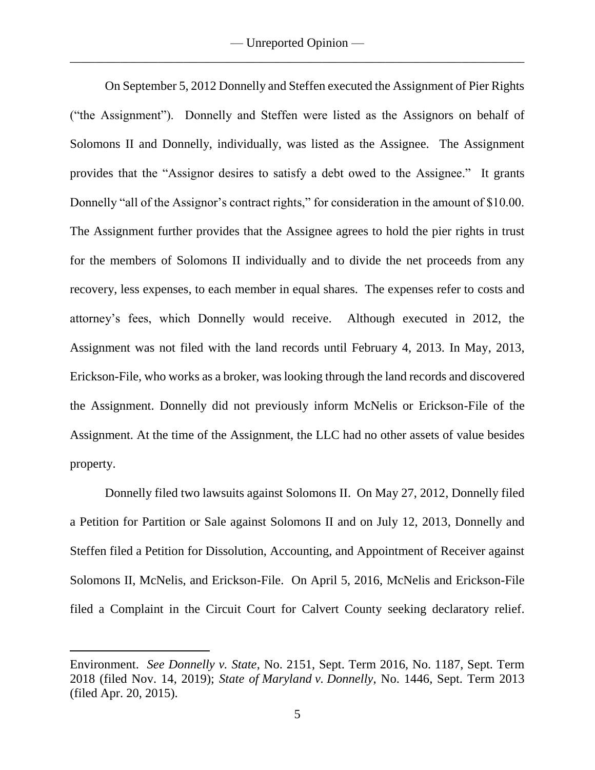On September 5, 2012 Donnelly and Steffen executed the Assignment of Pier Rights ("the Assignment"). Donnelly and Steffen were listed as the Assignors on behalf of Solomons II and Donnelly, individually, was listed as the Assignee. The Assignment provides that the "Assignor desires to satisfy a debt owed to the Assignee." It grants Donnelly "all of the Assignor's contract rights," for consideration in the amount of $10.00. The Assignment further provides that the Assignee agrees to hold the pier rights in trust for the members of Solomons II individually and to divide the net proceeds from any recovery, less expenses, to each member in equal shares. The expenses refer to costs and attorney's fees, which Donnelly would receive. Although executed in 2012, the Assignment was not filed with the land records until February 4, 2013. In May, 2013, Erickson-File, who works as a broker, was looking through the land records and discovered the Assignment. Donnelly did not previously inform McNelis or Erickson-File of the Assignment. At the time of the Assignment, the LLC had no other assets of value besides property.

Donnelly filed two lawsuits against Solomons II. On May 27, 2012, Donnelly filed a Petition for Partition or Sale against Solomons II and on July 12, 2013, Donnelly and Steffen filed a Petition for Dissolution, Accounting, and Appointment of Receiver against Solomons II, McNelis, and Erickson-File. On April 5, 2016, McNelis and Erickson-File filed a Complaint in the Circuit Court for Calvert County seeking declaratory relief.

---

Environment. *See Donnelly v. State*, No. 2151, Sept. Term 2016, No. 1187, Sept. Term 2018 (filed Nov. 14, 2019); *State of Maryland v. Donnelly*, No. 1446, Sept. Term 2013 (filed Apr. 20, 2015).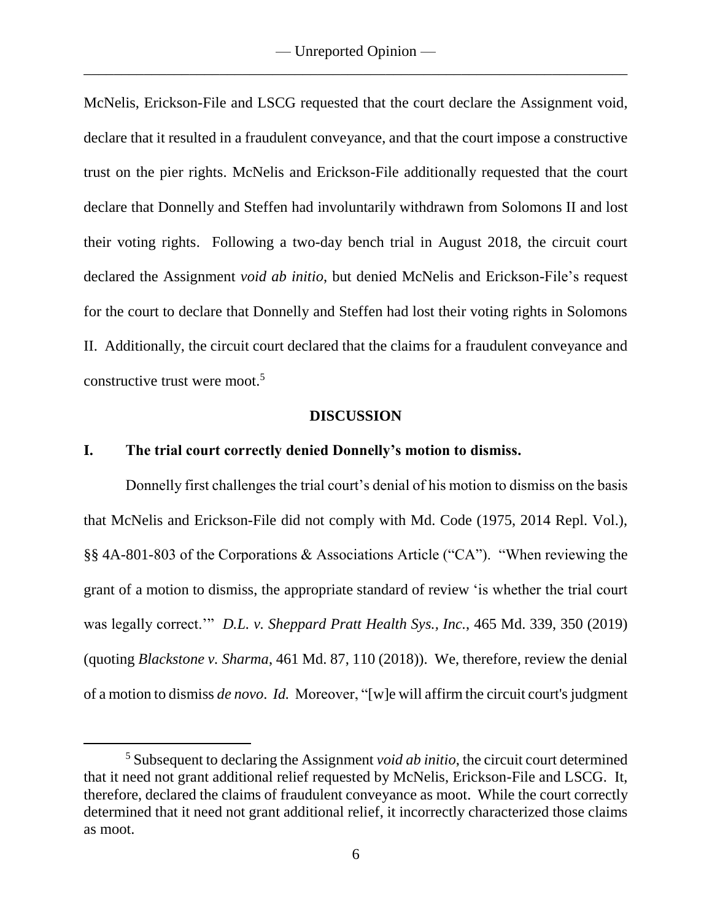McNelis, Erickson-File and LSCG requested that the court declare the Assignment void, declare that it resulted in a fraudulent conveyance, and that the court impose a constructive trust on the pier rights. McNelis and Erickson-File additionally requested that the court declare that Donnelly and Steffen had involuntarily withdrawn from Solomons II and lost their voting rights. Following a two-day bench trial in August 2018, the circuit court declared the Assignment *void ab initio*, but denied McNelis and Erickson-File's request for the court to declare that Donnelly and Steffen had lost their voting rights in Solomons II. Additionally, the circuit court declared that the claims for a fraudulent conveyance and constructive trust were moot.[5]

## DISCUSSION

### I. The trial court correctly denied Donnelly's motion to dismiss.

Donnelly first challenges the trial court's denial of his motion to dismiss on the basis that McNelis and Erickson-File did not comply with Md. Code (1975, 2014 Repl. Vol.), §§ 4A-801-803 of the Corporations & Associations Article ("CA"). "When reviewing the grant of a motion to dismiss, the appropriate standard of review 'is whether the trial court was legally correct.'" *D.L. v. Sheppard Pratt Health Sys., Inc.*, 465 Md. 339, 350 (2019) (quoting *Blackstone v. Sharma*, 461 Md. 87, 110 (2018)). We, therefore, review the denial of a motion to dismiss *de novo*. *Id.* Moreover, "[w]e will affirm the circuit court's judgment

[5] Subsequent to declaring the Assignment *void ab initio*, the circuit court determined that it need not grant additional relief requested by McNelis, Erickson-File and LSCG. It, therefore, declared the claims of fraudulent conveyance as moot. While the court correctly determined that it need not grant additional relief, it incorrectly characterized those claims as moot.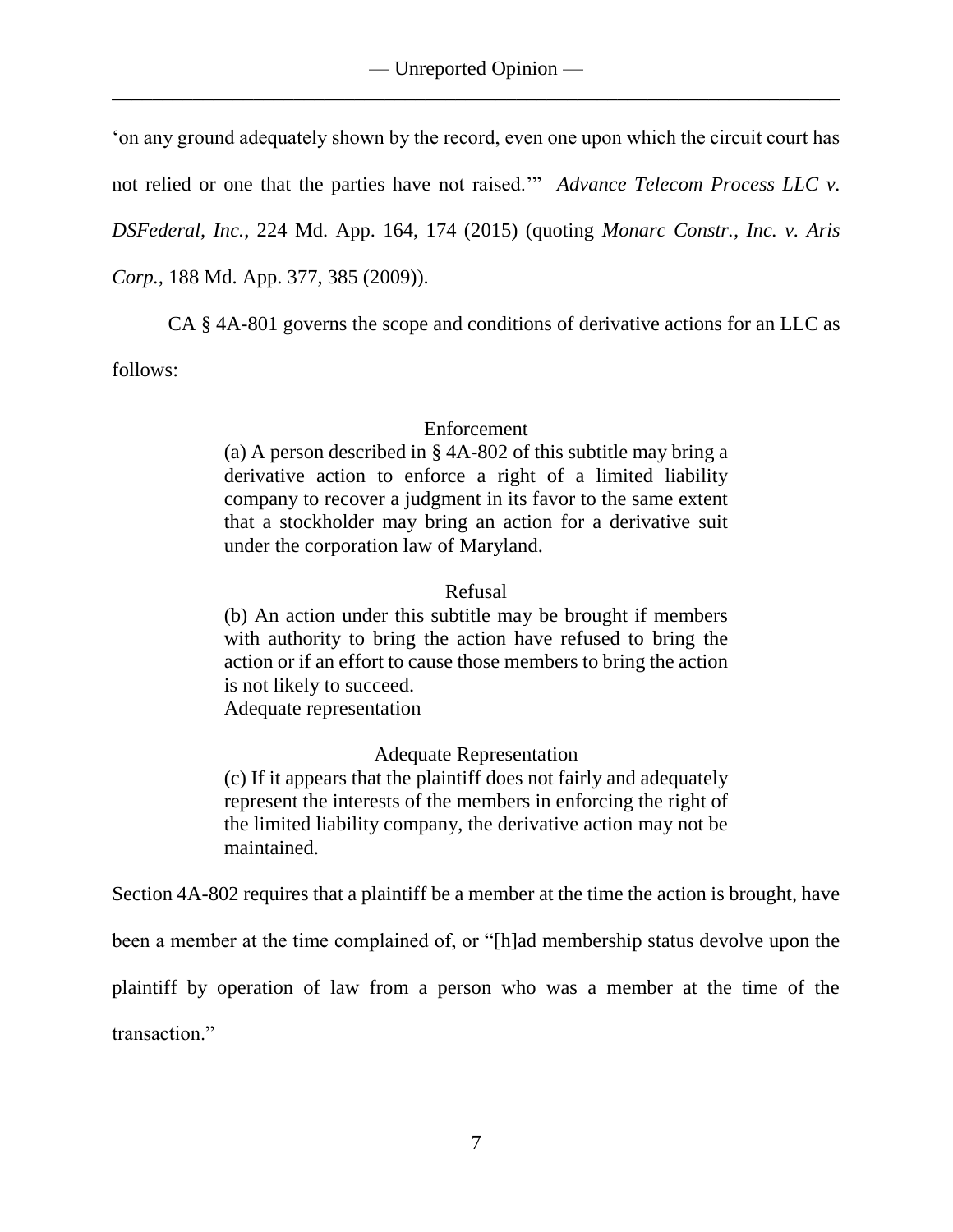'on any ground adequately shown by the record, even one upon which the circuit court has not relied or one that the parties have not raised.'" *Advance Telecom Process LLC v. DSFederal, Inc.*, 224 Md. App. 164, 174 (2015) (quoting *Monarc Constr., Inc. v. Aris Corp.*, 188 Md. App. 377, 385 (2009)).

CA § 4A-801 governs the scope and conditions of derivative actions for an LLC as follows:

> Enforcement
>
> (a) A person described in § 4A-802 of this subtitle may bring a derivative action to enforce a right of a limited liability company to recover a judgment in its favor to the same extent that a stockholder may bring an action for a derivative suit under the corporation law of Maryland.
>
> Refusal
>
> (b) An action under this subtitle may be brought if members with authority to bring the action have refused to bring the action or if an effort to cause those members to bring the action is not likely to succeed.
> Adequate representation
>
> Adequate Representation
>
> (c) If it appears that the plaintiff does not fairly and adequately represent the interests of the members in enforcing the right of the limited liability company, the derivative action may not be maintained.

Section 4A-802 requires that a plaintiff be a member at the time the action is brought, have been a member at the time complained of, or "[h]ad membership status devolve upon the plaintiff by operation of law from a person who was a member at the time of the transaction."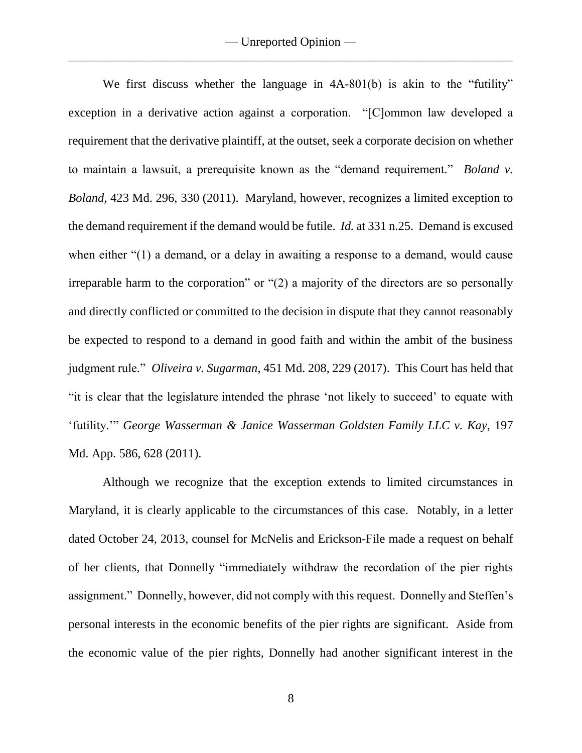We first discuss whether the language in 4A-801(b) is akin to the "futility" exception in a derivative action against a corporation. "[C]ommon law developed a requirement that the derivative plaintiff, at the outset, seek a corporate decision on whether to maintain a lawsuit, a prerequisite known as the "demand requirement." *Boland v. Boland*, 423 Md. 296, 330 (2011). Maryland, however, recognizes a limited exception to the demand requirement if the demand would be futile. *Id.* at 331 n.25. Demand is excused when either "(1) a demand, or a delay in awaiting a response to a demand, would cause irreparable harm to the corporation" or "(2) a majority of the directors are so personally and directly conflicted or committed to the decision in dispute that they cannot reasonably be expected to respond to a demand in good faith and within the ambit of the business judgment rule." *Oliveira v. Sugarman*, 451 Md. 208, 229 (2017). This Court has held that "it is clear that the legislature intended the phrase 'not likely to succeed' to equate with 'futility.'" *George Wasserman & Janice Wasserman Goldsten Family LLC v. Kay*, 197 Md. App. 586, 628 (2011).

Although we recognize that the exception extends to limited circumstances in Maryland, it is clearly applicable to the circumstances of this case. Notably, in a letter dated October 24, 2013, counsel for McNelis and Erickson-File made a request on behalf of her clients, that Donnelly "immediately withdraw the recordation of the pier rights assignment." Donnelly, however, did not comply with this request. Donnelly and Steffen's personal interests in the economic benefits of the pier rights are significant. Aside from the economic value of the pier rights, Donnelly had another significant interest in the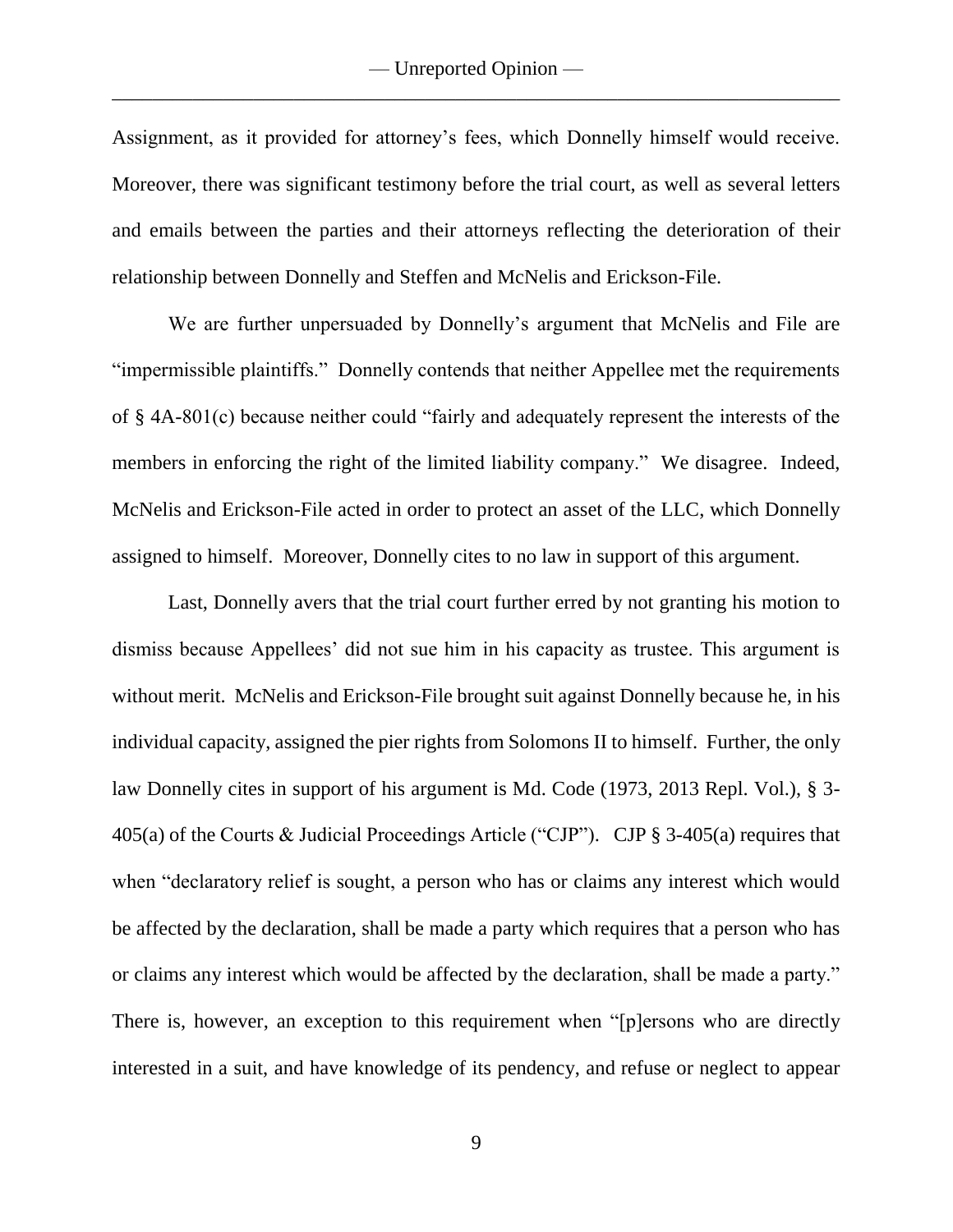Assignment, as it provided for attorney's fees, which Donnelly himself would receive. Moreover, there was significant testimony before the trial court, as well as several letters and emails between the parties and their attorneys reflecting the deterioration of their relationship between Donnelly and Steffen and McNelis and Erickson-File.

We are further unpersuaded by Donnelly's argument that McNelis and File are "impermissible plaintiffs." Donnelly contends that neither Appellee met the requirements of § 4A-801(c) because neither could "fairly and adequately represent the interests of the members in enforcing the right of the limited liability company." We disagree. Indeed, McNelis and Erickson-File acted in order to protect an asset of the LLC, which Donnelly assigned to himself. Moreover, Donnelly cites to no law in support of this argument.

Last, Donnelly avers that the trial court further erred by not granting his motion to dismiss because Appellees' did not sue him in his capacity as trustee. This argument is without merit. McNelis and Erickson-File brought suit against Donnelly because he, in his individual capacity, assigned the pier rights from Solomons II to himself. Further, the only law Donnelly cites in support of his argument is Md. Code (1973, 2013 Repl. Vol.), § 3-405(a) of the Courts & Judicial Proceedings Article ("CJP"). CJP § 3-405(a) requires that when "declaratory relief is sought, a person who has or claims any interest which would be affected by the declaration, shall be made a party which requires that a person who has or claims any interest which would be affected by the declaration, shall be made a party." There is, however, an exception to this requirement when "[p]ersons who are directly interested in a suit, and have knowledge of its pendency, and refuse or neglect to appear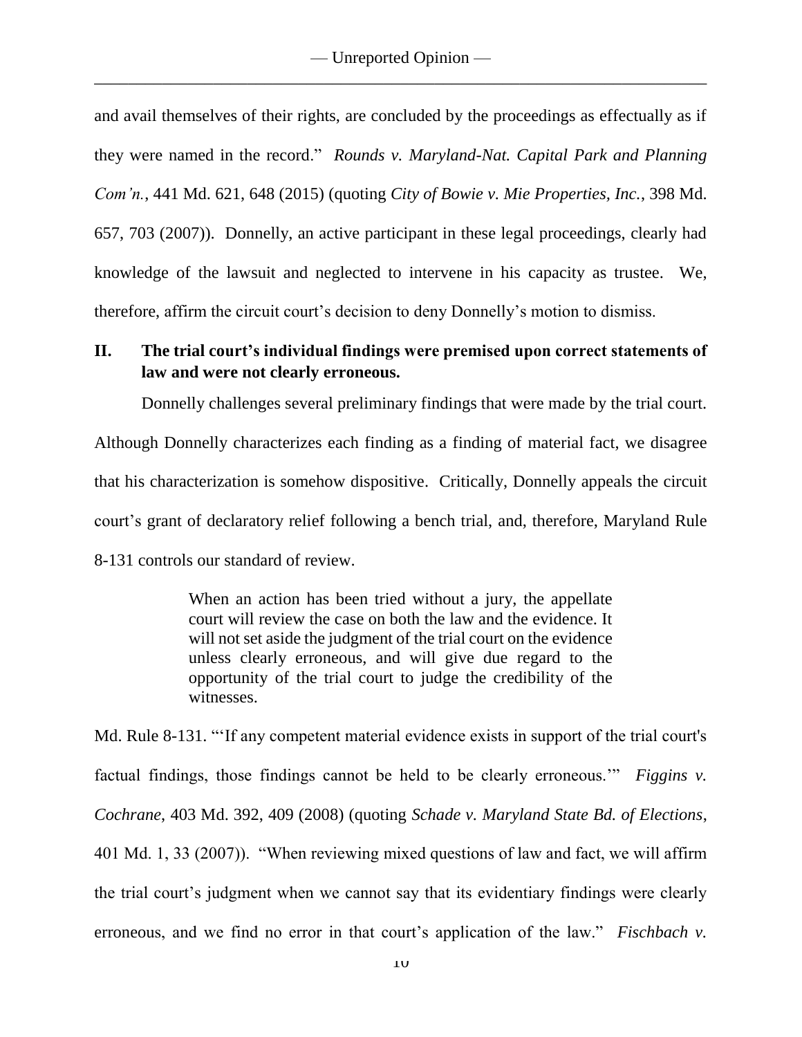and avail themselves of their rights, are concluded by the proceedings as effectually as if they were named in the record." *Rounds v. Maryland-Nat. Capital Park and Planning Com'n.*, 441 Md. 621, 648 (2015) (quoting *City of Bowie v. Mie Properties, Inc.*, 398 Md. 657, 703 (2007)). Donnelly, an active participant in these legal proceedings, clearly had knowledge of the lawsuit and neglected to intervene in his capacity as trustee. We, therefore, affirm the circuit court's decision to deny Donnelly's motion to dismiss.

## II. The trial court's individual findings were premised upon correct statements of law and were not clearly erroneous.

Donnelly challenges several preliminary findings that were made by the trial court. Although Donnelly characterizes each finding as a finding of material fact, we disagree that his characterization is somehow dispositive. Critically, Donnelly appeals the circuit court's grant of declaratory relief following a bench trial, and, therefore, Maryland Rule 8-131 controls our standard of review.

> When an action has been tried without a jury, the appellate court will review the case on both the law and the evidence. It will not set aside the judgment of the trial court on the evidence unless clearly erroneous, and will give due regard to the opportunity of the trial court to judge the credibility of the witnesses.

Md. Rule 8-131. "'If any competent material evidence exists in support of the trial court's factual findings, those findings cannot be held to be clearly erroneous.'" *Figgins v. Cochrane*, 403 Md. 392, 409 (2008) (quoting *Schade v. Maryland State Bd. of Elections*, 401 Md. 1, 33 (2007)). "When reviewing mixed questions of law and fact, we will affirm the trial court's judgment when we cannot say that its evidentiary findings were clearly erroneous, and we find no error in that court's application of the law." *Fischbach v.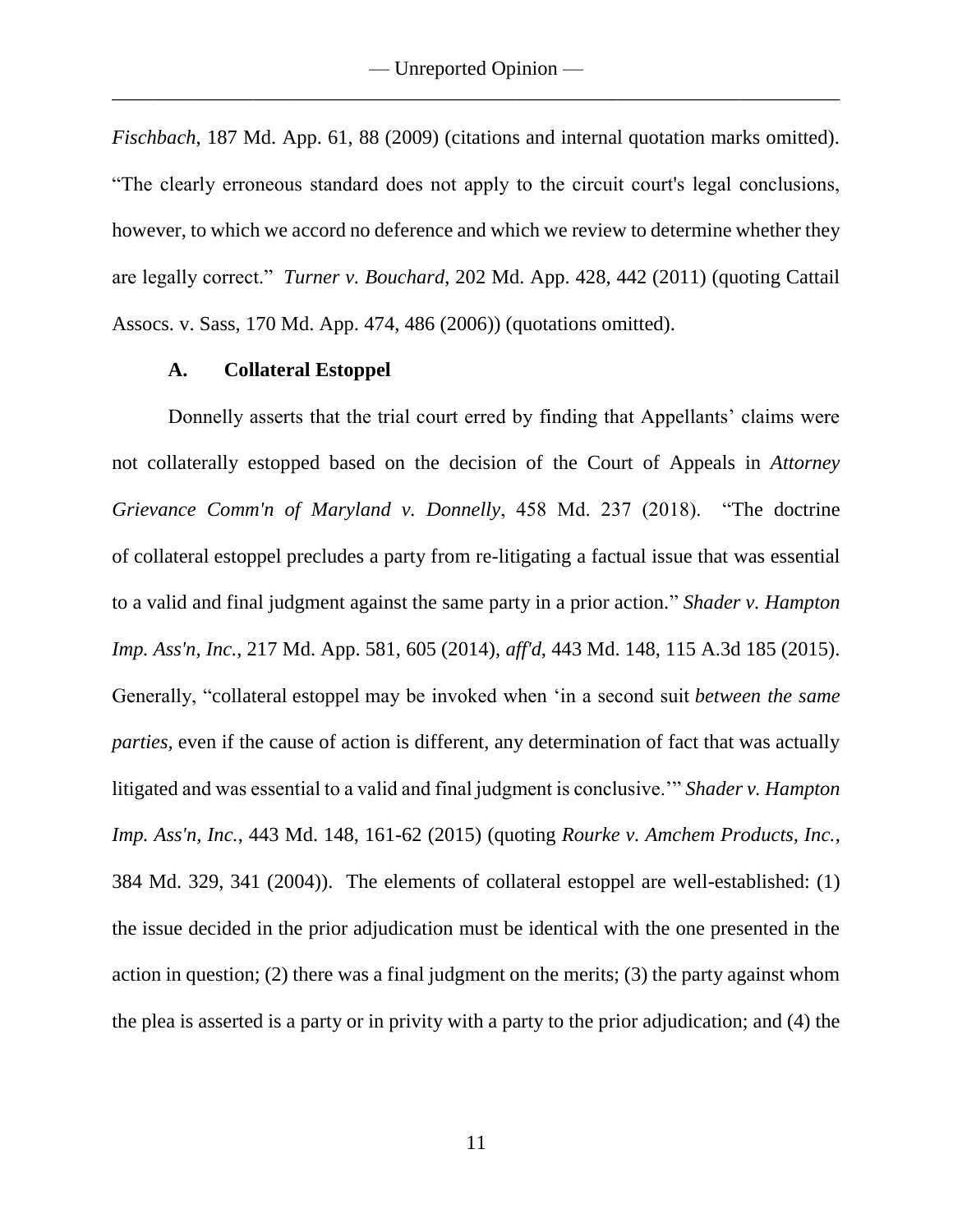*Fischbach*, 187 Md. App. 61, 88 (2009) (citations and internal quotation marks omitted). "The clearly erroneous standard does not apply to the circuit court's legal conclusions, however, to which we accord no deference and which we review to determine whether they are legally correct." *Turner v. Bouchard*, 202 Md. App. 428, 442 (2011) (quoting Cattail Assocs. v. Sass, 170 Md. App. 474, 486 (2006)) (quotations omitted).

### A. Collateral Estoppel

Donnelly asserts that the trial court erred by finding that Appellants' claims were not collaterally estopped based on the decision of the Court of Appeals in *Attorney Grievance Comm'n of Maryland v. Donnelly*, 458 Md. 237 (2018). "The doctrine of collateral estoppel precludes a party from re-litigating a factual issue that was essential to a valid and final judgment against the same party in a prior action." *Shader v. Hampton Imp. Ass'n, Inc.*, 217 Md. App. 581, 605 (2014), *aff'd*, 443 Md. 148, 115 A.3d 185 (2015). Generally, "collateral estoppel may be invoked when 'in a second suit *between the same parties*, even if the cause of action is different, any determination of fact that was actually litigated and was essential to a valid and final judgment is conclusive.'" *Shader v. Hampton Imp. Ass'n, Inc.*, 443 Md. 148, 161-62 (2015) (quoting *Rourke v. Amchem Products, Inc.*, 384 Md. 329, 341 (2004)). The elements of collateral estoppel are well-established: (1) the issue decided in the prior adjudication must be identical with the one presented in the action in question; (2) there was a final judgment on the merits; (3) the party against whom the plea is asserted is a party or in privity with a party to the prior adjudication; and (4) the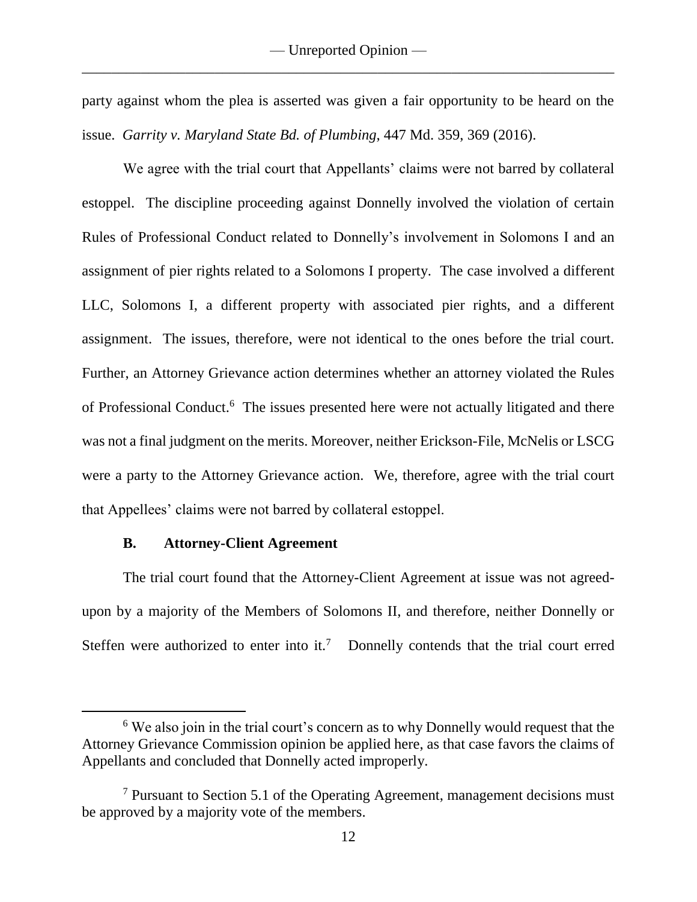party against whom the plea is asserted was given a fair opportunity to be heard on the issue. *Garrity v. Maryland State Bd. of Plumbing*, 447 Md. 359, 369 (2016).

We agree with the trial court that Appellants' claims were not barred by collateral estoppel. The discipline proceeding against Donnelly involved the violation of certain Rules of Professional Conduct related to Donnelly's involvement in Solomons I and an assignment of pier rights related to a Solomons I property. The case involved a different LLC, Solomons I, a different property with associated pier rights, and a different assignment. The issues, therefore, were not identical to the ones before the trial court. Further, an Attorney Grievance action determines whether an attorney violated the Rules of Professional Conduct.[6] The issues presented here were not actually litigated and there was not a final judgment on the merits. Moreover, neither Erickson-File, McNelis or LSCG were a party to the Attorney Grievance action. We, therefore, agree with the trial court that Appellees' claims were not barred by collateral estoppel.

### B. Attorney-Client Agreement

The trial court found that the Attorney-Client Agreement at issue was not agreed-upon by a majority of the Members of Solomons II, and therefore, neither Donnelly or Steffen were authorized to enter into it.[7] Donnelly contends that the trial court erred

---

[6] We also join in the trial court's concern as to why Donnelly would request that the Attorney Grievance Commission opinion be applied here, as that case favors the claims of Appellants and concluded that Donnelly acted improperly.

[7] Pursuant to Section 5.1 of the Operating Agreement, management decisions must be approved by a majority vote of the members.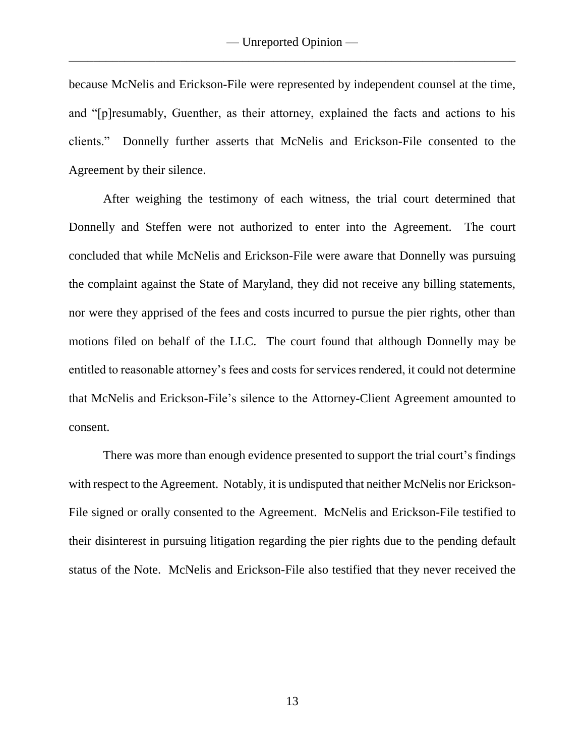because McNelis and Erickson-File were represented by independent counsel at the time, and "[p]resumably, Guenther, as their attorney, explained the facts and actions to his clients." Donnelly further asserts that McNelis and Erickson-File consented to the Agreement by their silence.

After weighing the testimony of each witness, the trial court determined that Donnelly and Steffen were not authorized to enter into the Agreement. The court concluded that while McNelis and Erickson-File were aware that Donnelly was pursuing the complaint against the State of Maryland, they did not receive any billing statements, nor were they apprised of the fees and costs incurred to pursue the pier rights, other than motions filed on behalf of the LLC. The court found that although Donnelly may be entitled to reasonable attorney's fees and costs for services rendered, it could not determine that McNelis and Erickson-File's silence to the Attorney-Client Agreement amounted to consent.

There was more than enough evidence presented to support the trial court's findings with respect to the Agreement. Notably, it is undisputed that neither McNelis nor Erickson-File signed or orally consented to the Agreement. McNelis and Erickson-File testified to their disinterest in pursuing litigation regarding the pier rights due to the pending default status of the Note. McNelis and Erickson-File also testified that they never received the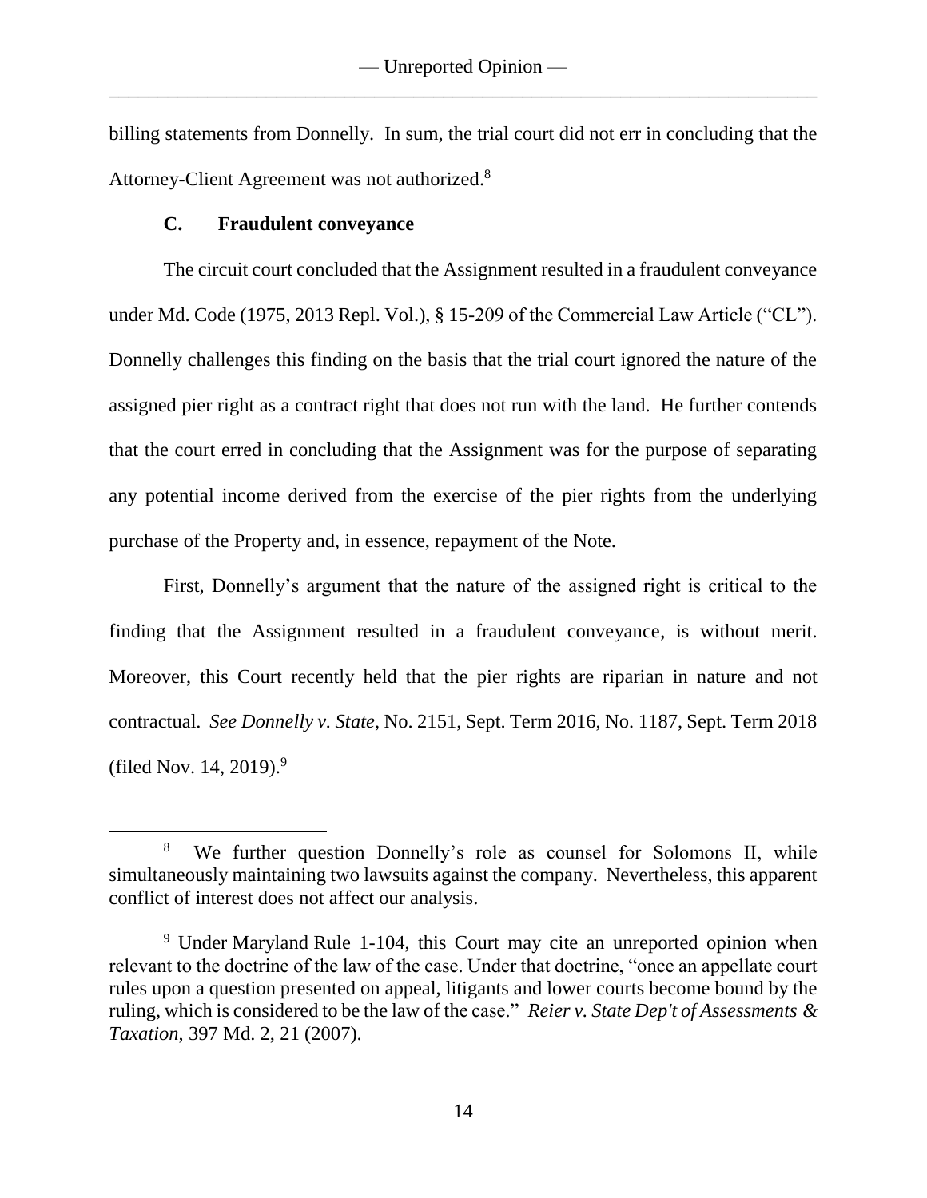billing statements from Donnelly. In sum, the trial court did not err in concluding that the Attorney-Client Agreement was not authorized.[8]

### C. Fraudulent conveyance

The circuit court concluded that the Assignment resulted in a fraudulent conveyance under Md. Code (1975, 2013 Repl. Vol.), § 15-209 of the Commercial Law Article ("CL"). Donnelly challenges this finding on the basis that the trial court ignored the nature of the assigned pier right as a contract right that does not run with the land. He further contends that the court erred in concluding that the Assignment was for the purpose of separating any potential income derived from the exercise of the pier rights from the underlying purchase of the Property and, in essence, repayment of the Note.

First, Donnelly's argument that the nature of the assigned right is critical to the finding that the Assignment resulted in a fraudulent conveyance, is without merit. Moreover, this Court recently held that the pier rights are riparian in nature and not contractual. *See Donnelly v. State*, No. 2151, Sept. Term 2016, No. 1187, Sept. Term 2018 (filed Nov. 14, 2019).[9]

---

[8] We further question Donnelly's role as counsel for Solomons II, while simultaneously maintaining two lawsuits against the company. Nevertheless, this apparent conflict of interest does not affect our analysis.

[9] Under Maryland Rule 1-104, this Court may cite an unreported opinion when relevant to the doctrine of the law of the case. Under that doctrine, "once an appellate court rules upon a question presented on appeal, litigants and lower courts become bound by the ruling, which is considered to be the law of the case." *Reier v. State Dep't of Assessments & Taxation*, 397 Md. 2, 21 (2007).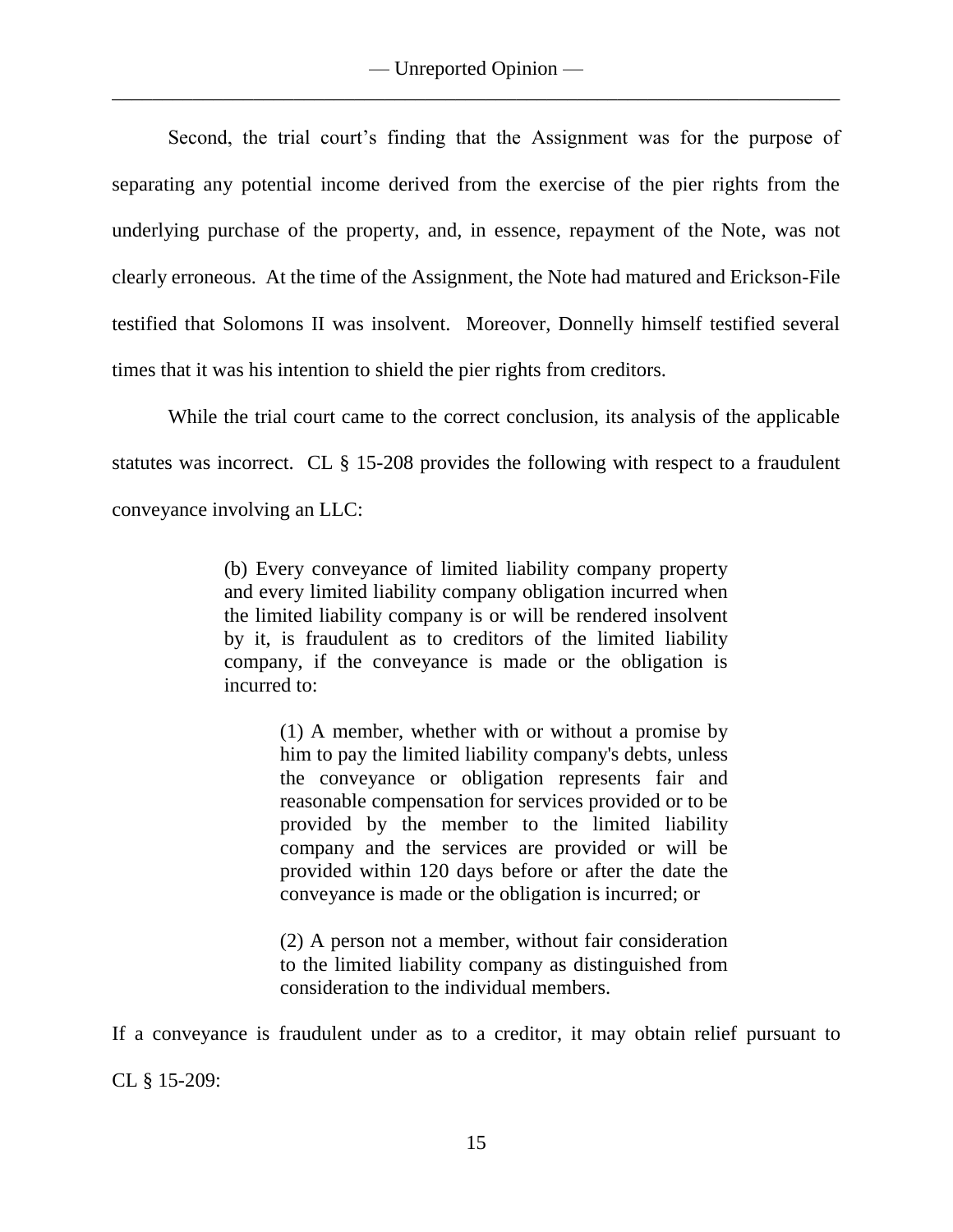Second, the trial court's finding that the Assignment was for the purpose of separating any potential income derived from the exercise of the pier rights from the underlying purchase of the property, and, in essence, repayment of the Note, was not clearly erroneous. At the time of the Assignment, the Note had matured and Erickson-File testified that Solomons II was insolvent. Moreover, Donnelly himself testified several times that it was his intention to shield the pier rights from creditors.

While the trial court came to the correct conclusion, its analysis of the applicable statutes was incorrect. CL § 15-208 provides the following with respect to a fraudulent conveyance involving an LLC:

> (b) Every conveyance of limited liability company property and every limited liability company obligation incurred when the limited liability company is or will be rendered insolvent by it, is fraudulent as to creditors of the limited liability company, if the conveyance is made or the obligation is incurred to:
>
> > (1) A member, whether with or without a promise by him to pay the limited liability company's debts, unless the conveyance or obligation represents fair and reasonable compensation for services provided or to be provided by the member to the limited liability company and the services are provided or will be provided within 120 days before or after the date the conveyance is made or the obligation is incurred; or
> >
> > (2) A person not a member, without fair consideration to the limited liability company as distinguished from consideration to the individual members.

If a conveyance is fraudulent under as to a creditor, it may obtain relief pursuant to CL § 15-209: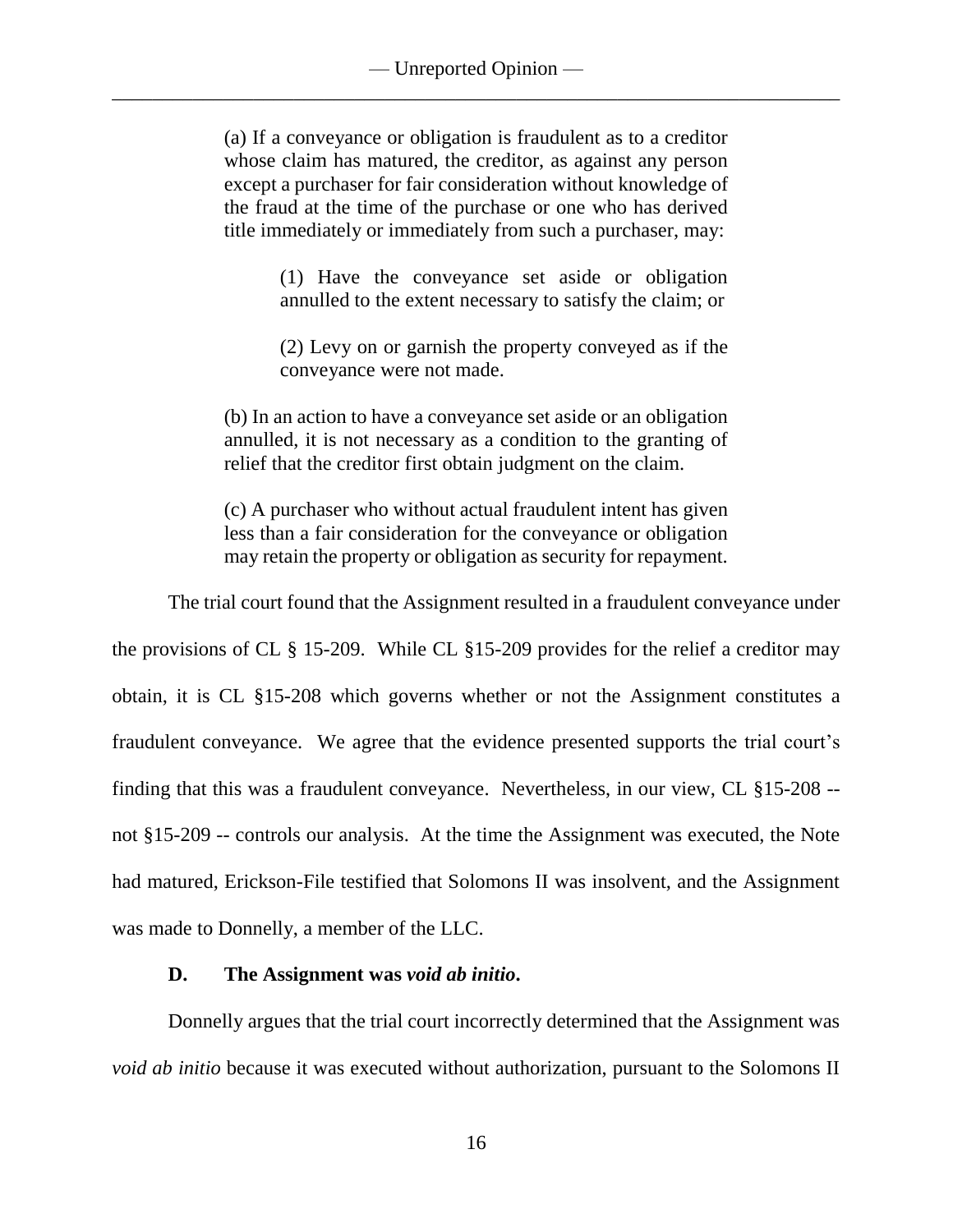> (a) If a conveyance or obligation is fraudulent as to a creditor whose claim has matured, the creditor, as against any person except a purchaser for fair consideration without knowledge of the fraud at the time of the purchase or one who has derived title immediately or immediately from such a purchaser, may:
>
> > (1) Have the conveyance set aside or obligation annulled to the extent necessary to satisfy the claim; or
> >
> > (2) Levy on or garnish the property conveyed as if the conveyance were not made.
>
> (b) In an action to have a conveyance set aside or an obligation annulled, it is not necessary as a condition to the granting of relief that the creditor first obtain judgment on the claim.
>
> (c) A purchaser who without actual fraudulent intent has given less than a fair consideration for the conveyance or obligation may retain the property or obligation as security for repayment.

The trial court found that the Assignment resulted in a fraudulent conveyance under the provisions of CL § 15-209. While CL §15-209 provides for the relief a creditor may obtain, it is CL §15-208 which governs whether or not the Assignment constitutes a fraudulent conveyance. We agree that the evidence presented supports the trial court's finding that this was a fraudulent conveyance. Nevertheless, in our view, CL §15-208 -- not §15-209 -- controls our analysis. At the time the Assignment was executed, the Note had matured, Erickson-File testified that Solomons II was insolvent, and the Assignment was made to Donnelly, a member of the LLC.

### D. The Assignment was *void ab initio*.

Donnelly argues that the trial court incorrectly determined that the Assignment was *void ab initio* because it was executed without authorization, pursuant to the Solomons II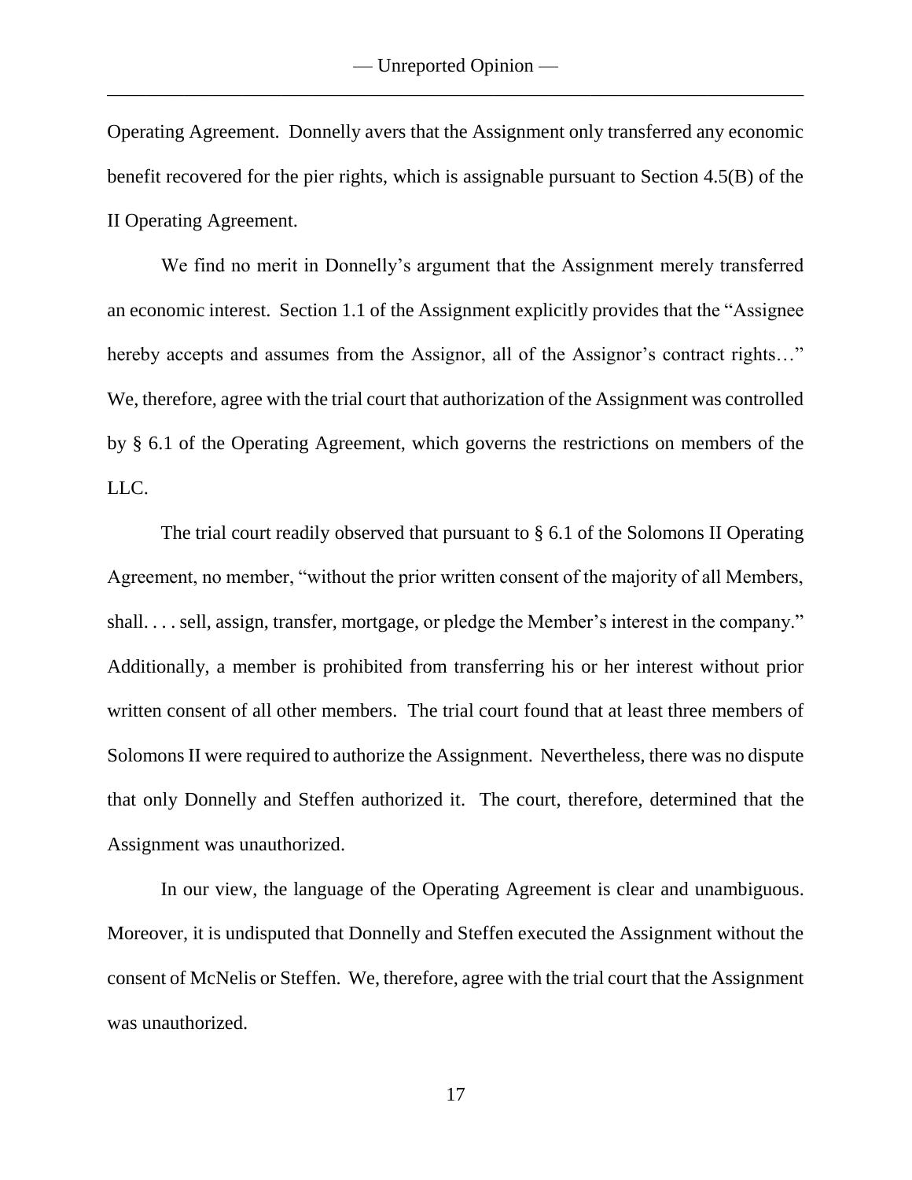Operating Agreement. Donnelly avers that the Assignment only transferred any economic benefit recovered for the pier rights, which is assignable pursuant to Section 4.5(B) of the II Operating Agreement.

We find no merit in Donnelly's argument that the Assignment merely transferred an economic interest. Section 1.1 of the Assignment explicitly provides that the "Assignee hereby accepts and assumes from the Assignor, all of the Assignor's contract rights…" We, therefore, agree with the trial court that authorization of the Assignment was controlled by § 6.1 of the Operating Agreement, which governs the restrictions on members of the LLC.

The trial court readily observed that pursuant to § 6.1 of the Solomons II Operating Agreement, no member, "without the prior written consent of the majority of all Members, shall. . . . sell, assign, transfer, mortgage, or pledge the Member's interest in the company." Additionally, a member is prohibited from transferring his or her interest without prior written consent of all other members. The trial court found that at least three members of Solomons II were required to authorize the Assignment. Nevertheless, there was no dispute that only Donnelly and Steffen authorized it. The court, therefore, determined that the Assignment was unauthorized.

In our view, the language of the Operating Agreement is clear and unambiguous. Moreover, it is undisputed that Donnelly and Steffen executed the Assignment without the consent of McNelis or Steffen. We, therefore, agree with the trial court that the Assignment was unauthorized.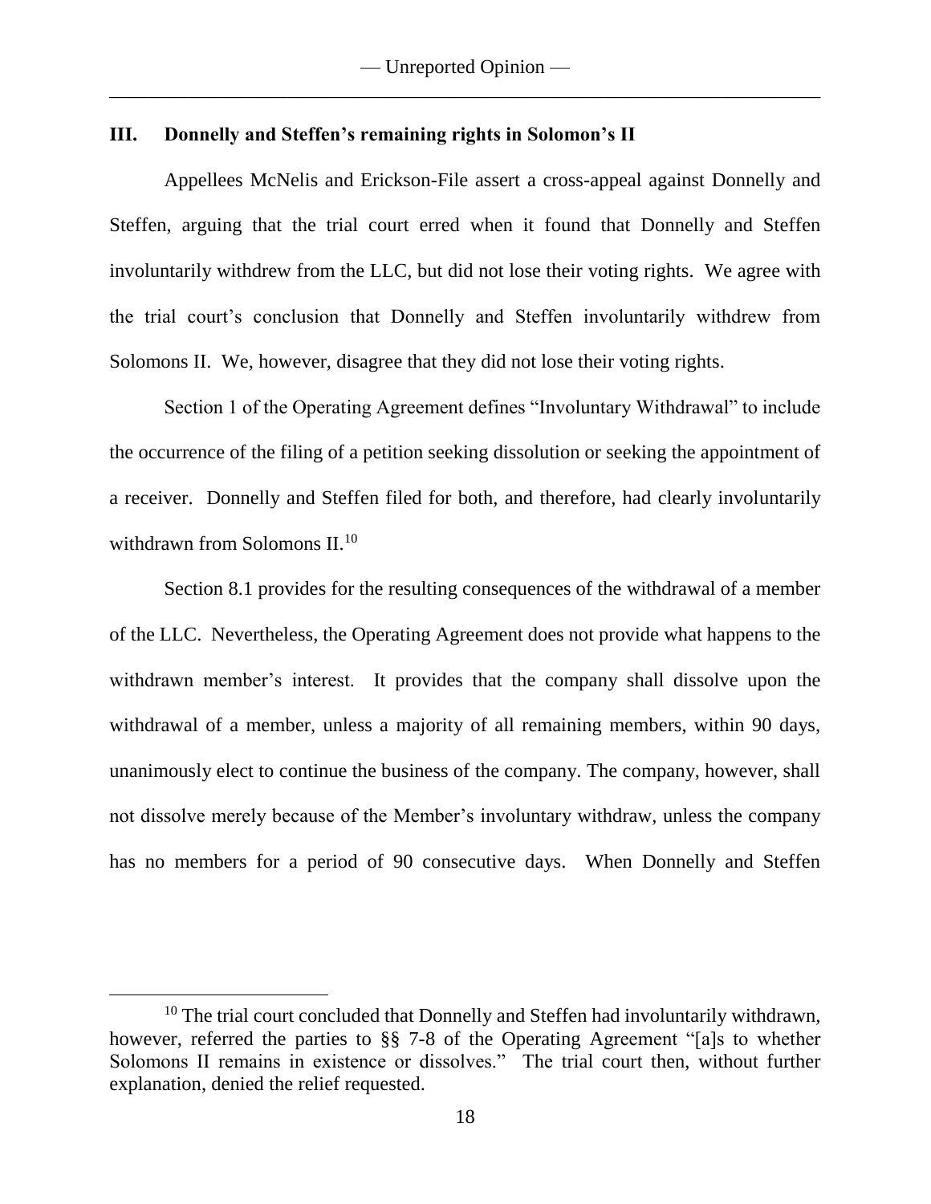## III. Donnelly and Steffen's remaining rights in Solomon's II

Appellees McNelis and Erickson-File assert a cross-appeal against Donnelly and Steffen, arguing that the trial court erred when it found that Donnelly and Steffen involuntarily withdrew from the LLC, but did not lose their voting rights. We agree with the trial court's conclusion that Donnelly and Steffen involuntarily withdrew from Solomons II. We, however, disagree that they did not lose their voting rights.

Section 1 of the Operating Agreement defines "Involuntary Withdrawal" to include the occurrence of the filing of a petition seeking dissolution or seeking the appointment of a receiver. Donnelly and Steffen filed for both, and therefore, had clearly involuntarily withdrawn from Solomons II.[10]

Section 8.1 provides for the resulting consequences of the withdrawal of a member of the LLC. Nevertheless, the Operating Agreement does not provide what happens to the withdrawn member's interest. It provides that the company shall dissolve upon the withdrawal of a member, unless a majority of all remaining members, within 90 days, unanimously elect to continue the business of the company. The company, however, shall not dissolve merely because of the Member's involuntary withdraw, unless the company has no members for a period of 90 consecutive days. When Donnelly and Steffen

[10] The trial court concluded that Donnelly and Steffen had involuntarily withdrawn, however, referred the parties to §§ 7-8 of the Operating Agreement "[a]s to whether Solomons II remains in existence or dissolves." The trial court then, without further explanation, denied the relief requested.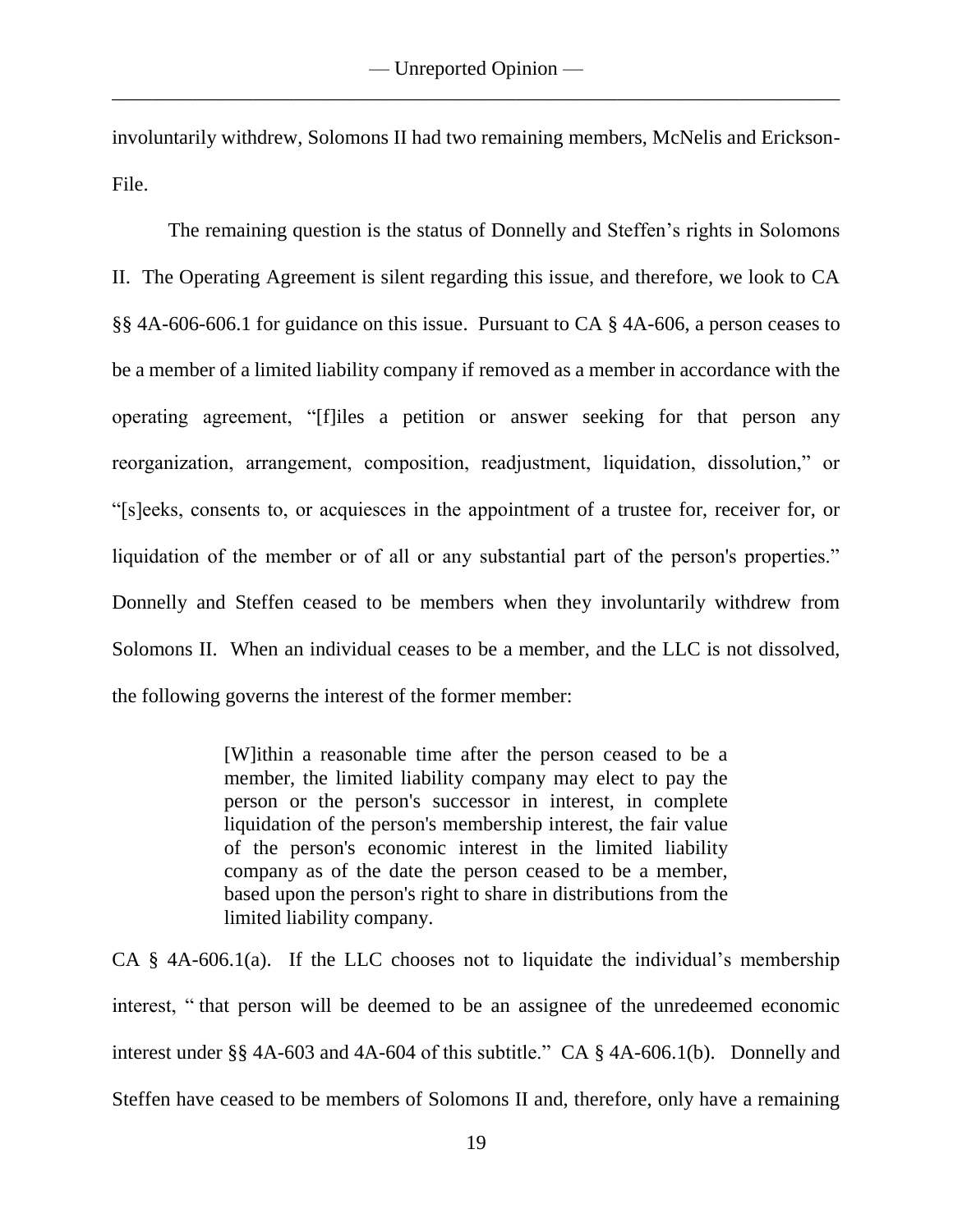involuntarily withdrew, Solomons II had two remaining members, McNelis and Erickson-File.

The remaining question is the status of Donnelly and Steffen's rights in Solomons II. The Operating Agreement is silent regarding this issue, and therefore, we look to CA §§ 4A-606-606.1 for guidance on this issue. Pursuant to CA § 4A-606, a person ceases to be a member of a limited liability company if removed as a member in accordance with the operating agreement, "[f]iles a petition or answer seeking for that person any reorganization, arrangement, composition, readjustment, liquidation, dissolution," or "[s]eeks, consents to, or acquiesces in the appointment of a trustee for, receiver for, or liquidation of the member or of all or any substantial part of the person's properties." Donnelly and Steffen ceased to be members when they involuntarily withdrew from Solomons II. When an individual ceases to be a member, and the LLC is not dissolved, the following governs the interest of the former member:

> [W]ithin a reasonable time after the person ceased to be a member, the limited liability company may elect to pay the person or the person's successor in interest, in complete liquidation of the person's membership interest, the fair value of the person's economic interest in the limited liability company as of the date the person ceased to be a member, based upon the person's right to share in distributions from the limited liability company.

CA § 4A-606.1(a). If the LLC chooses not to liquidate the individual's membership interest, " that person will be deemed to be an assignee of the unredeemed economic interest under §§ 4A-603 and 4A-604 of this subtitle." CA § 4A-606.1(b). Donnelly and Steffen have ceased to be members of Solomons II and, therefore, only have a remaining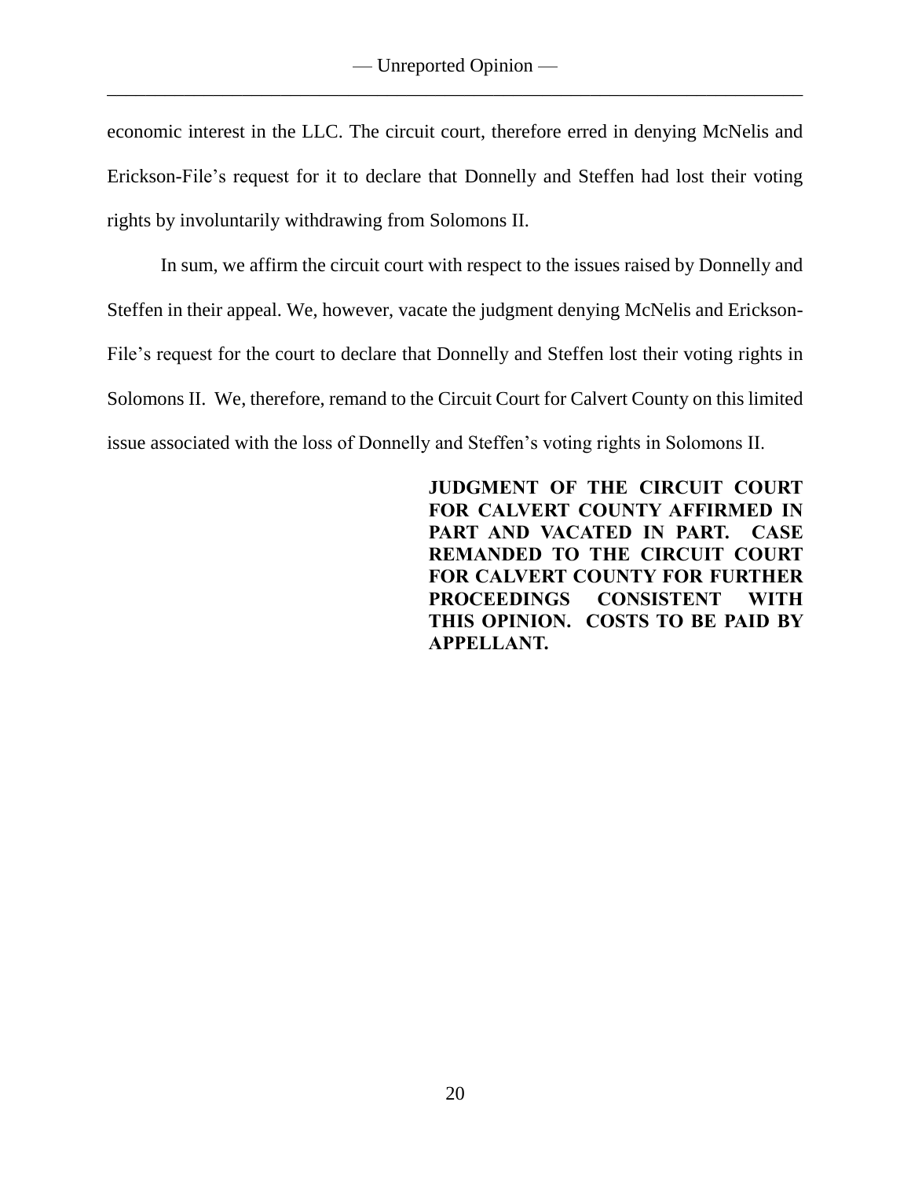economic interest in the LLC. The circuit court, therefore erred in denying McNelis and Erickson-File's request for it to declare that Donnelly and Steffen had lost their voting rights by involuntarily withdrawing from Solomons II.

In sum, we affirm the circuit court with respect to the issues raised by Donnelly and Steffen in their appeal. We, however, vacate the judgment denying McNelis and Erickson-File's request for the court to declare that Donnelly and Steffen lost their voting rights in Solomons II. We, therefore, remand to the Circuit Court for Calvert County on this limited issue associated with the loss of Donnelly and Steffen's voting rights in Solomons II.

**JUDGMENT OF THE CIRCUIT COURT FOR CALVERT COUNTY AFFIRMED IN PART AND VACATED IN PART. CASE REMANDED TO THE CIRCUIT COURT FOR CALVERT COUNTY FOR FURTHER PROCEEDINGS CONSISTENT WITH THIS OPINION. COSTS TO BE PAID BY APPELLANT.**